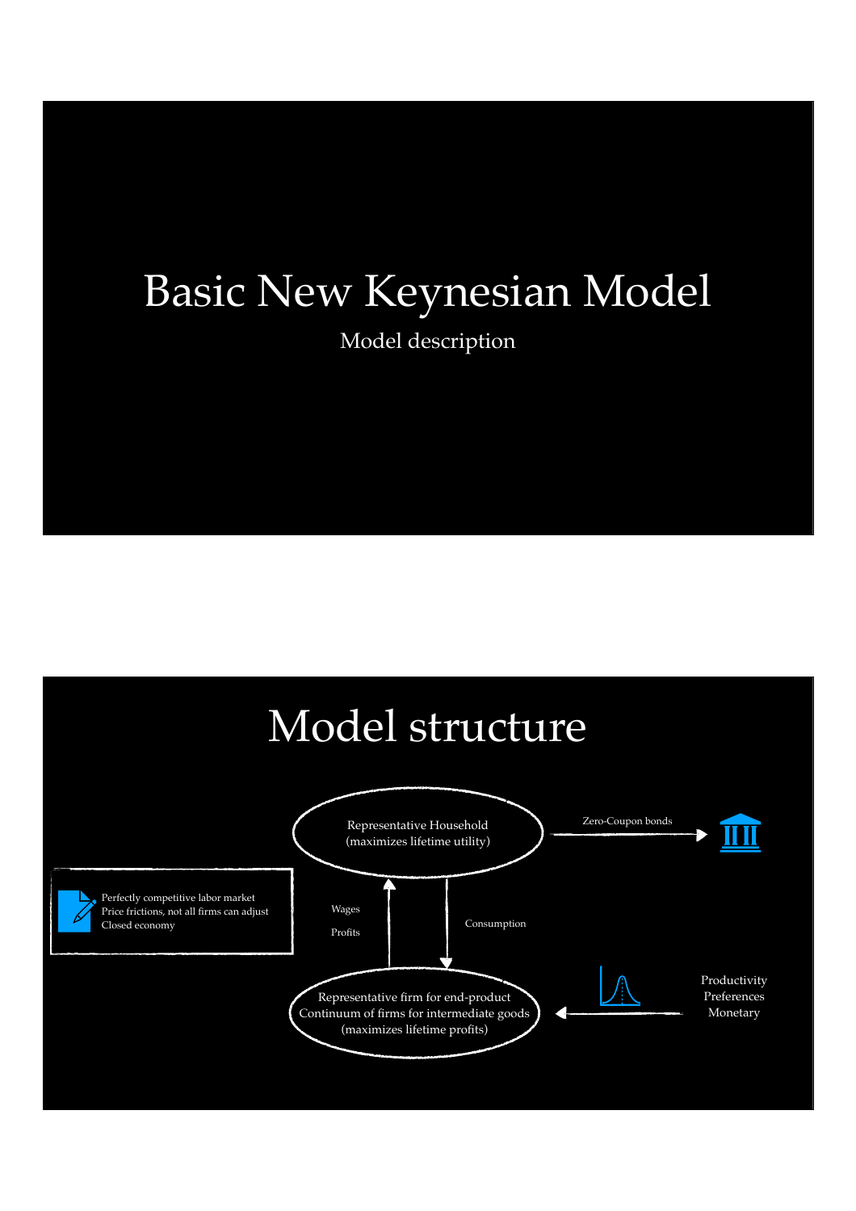# Basic New Keynesian Model

Model description

# Model structure

Representative Household
(maximizes lifetime utility)

Zero-Coupon bonds

Perfectly competitive labor market
Price frictions, not all firms can adjust
Closed economy

Wages

Profits

Consumption

Representative firm for end-product
Continuum of firms for intermediate goods
(maximizes lifetime profits)

Productivity
Preferences
Monetary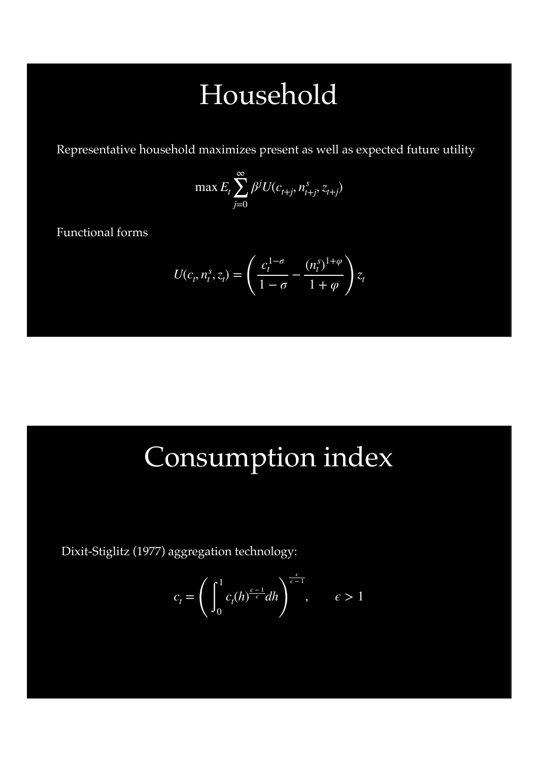# Household

Representative household maximizes present as well as expected future utility

$$\max E_t \sum_{j=0}^{\infty} \beta^j U(c_{t+j}, n^s_{t+j}, z_{t+j})$$

Functional forms

$$U(c_t, n^s_t, z_t) = \left( \frac{c_t^{1-\sigma}}{1-\sigma} - \frac{(n^s_t)^{1+\varphi}}{1+\varphi} \right) z_t$$

# Consumption index

Dixit-Stiglitz (1977) aggregation technology:

$$c_t = \left( \int_0^1 c_t(h)^{\frac{\epsilon-1}{\epsilon}} dh \right)^{\frac{\epsilon}{\epsilon-1}}, \qquad \epsilon > 1$$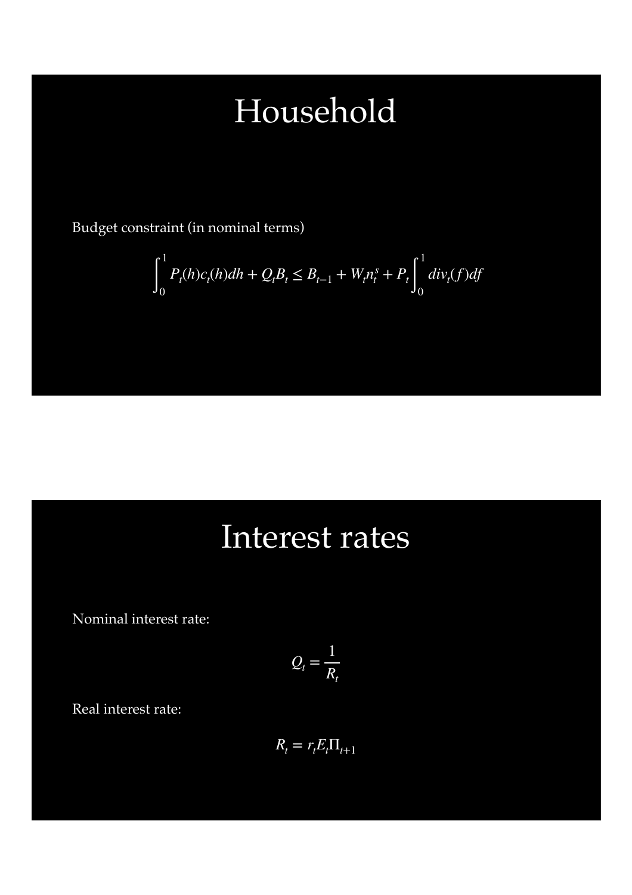# Household

Budget constraint (in nominal terms)

$$\int_0^1 P_t(h)c_t(h)dh + Q_t B_t \leq B_{t-1} + W_t n_t^s + P_t \int_0^1 div_t(f)df$$

# Interest rates

Nominal interest rate:

$$Q_t = \frac{1}{R_t}$$

Real interest rate:

$$R_t = r_t E_t \Pi_{t+1}$$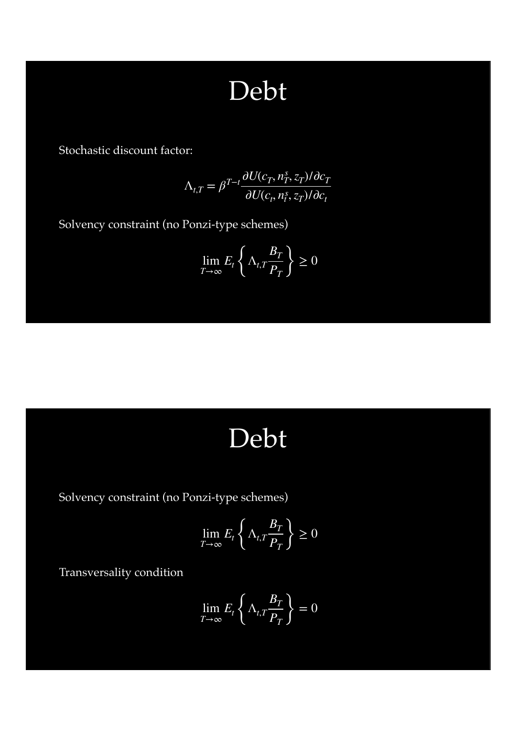# Debt

Stochastic discount factor:

$$\Lambda_{t,T} = \beta^{T-t} \frac{\partial U(c_T, n_T^s, z_T)/\partial c_T}{\partial U(c_t, n_t^s, z_T)/\partial c_t}$$

Solvency constraint (no Ponzi-type schemes)

$$\lim_{T \to \infty} E_t \left\{ \Lambda_{t,T} \frac{B_T}{P_T} \right\} \geq 0$$

# Debt

Solvency constraint (no Ponzi-type schemes)

$$\lim_{T \to \infty} E_t \left\{ \Lambda_{t,T} \frac{B_T}{P_T} \right\} \geq 0$$

Transversality condition

$$\lim_{T \to \infty} E_t \left\{ \Lambda_{t,T} \frac{B_T}{P_T} \right\} = 0$$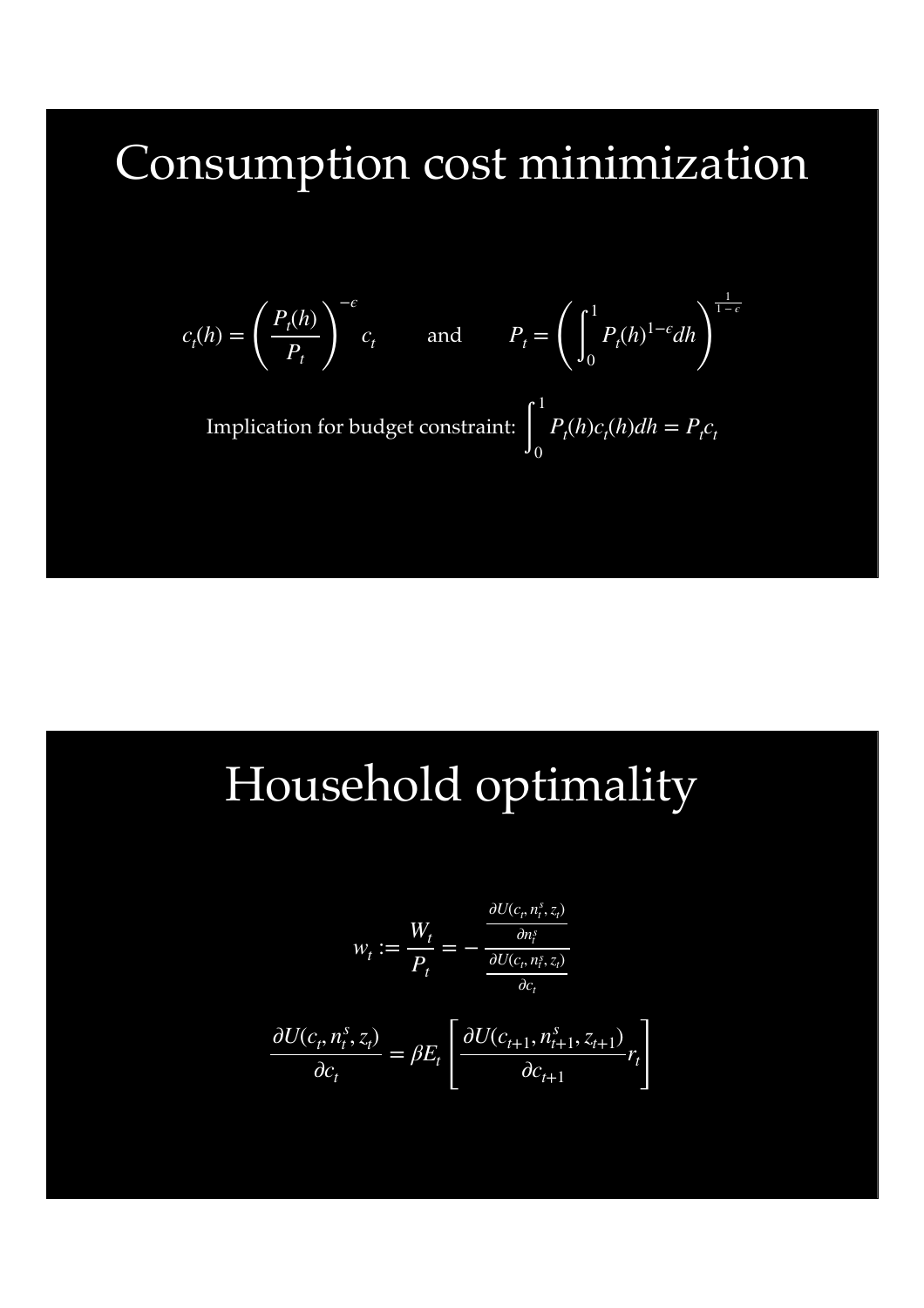# Consumption cost minimization

$$c_t(h) = \left( \frac{P_t(h)}{P_t} \right)^{-\epsilon} c_t \qquad \text{and} \qquad P_t = \left( \int_0^1 P_t(h)^{1-\epsilon} dh \right)^{\frac{1}{1-\epsilon}}$$

Implication for budget constraint: $\int_0^1 P_t(h) c_t(h) dh = P_t c_t$

# Household optimality

$$w_t := \frac{W_t}{P_t} = - \frac{\frac{\partial U(c_t, n_t^s, z_t)}{\partial n_t^s}}{\frac{\partial U(c_t, n_t^s, z_t)}{\partial c_t}}$$

$$\frac{\partial U(c_t, n_t^s, z_t)}{\partial c_t} = \beta E_t \left[ \frac{\partial U(c_{t+1}, n_{t+1}^s, z_{t+1})}{\partial c_{t+1}} r_t \right]$$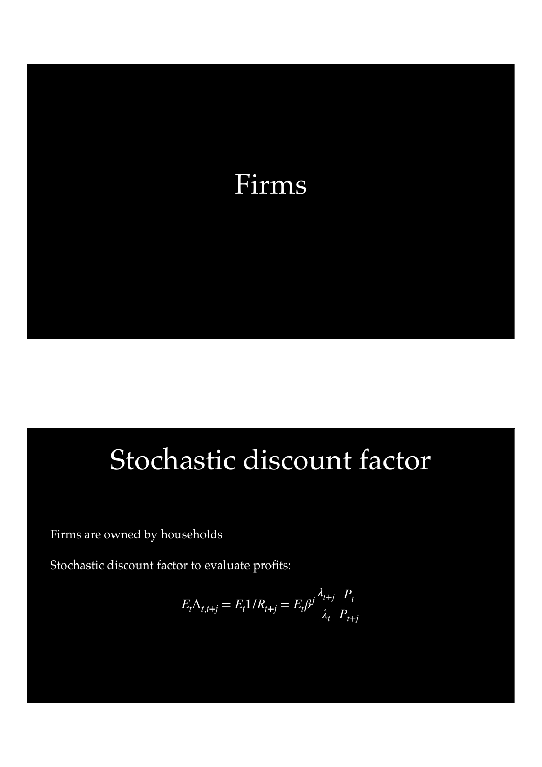# Firms

# Stochastic discount factor

Firms are owned by households

Stochastic discount factor to evaluate profits:

$$E_t \Lambda_{t,t+j} = E_t 1/R_{t+j} = E_t \beta^j \frac{\lambda_{t+j}}{\lambda_t} \frac{P_t}{P_{t+j}}$$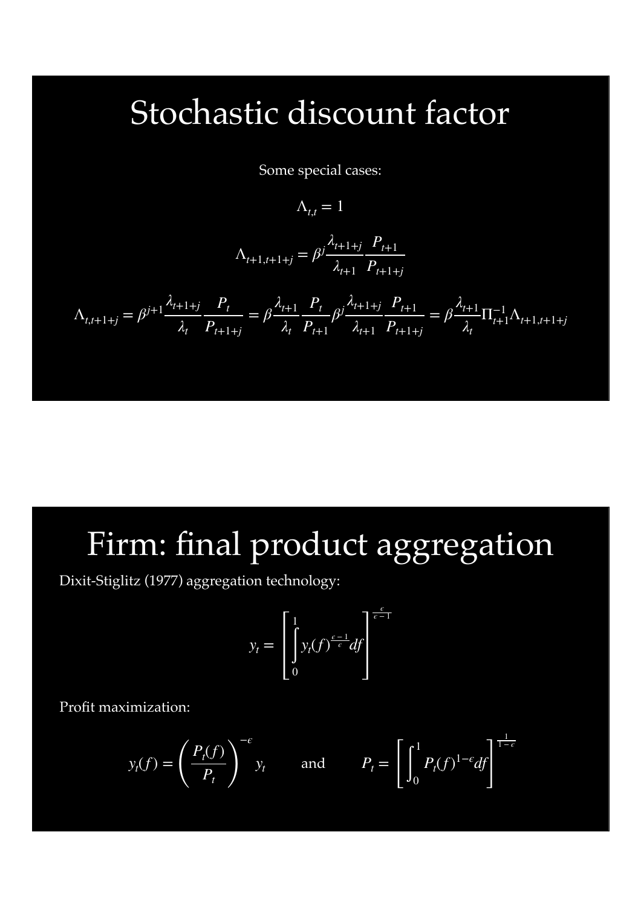# Stochastic discount factor

Some special cases:

$$\Lambda_{t,t} = 1$$

$$\Lambda_{t+1,t+1+j} = \beta^j \frac{\lambda_{t+1+j}}{\lambda_{t+1}} \frac{P_{t+1}}{P_{t+1+j}}$$

$$\Lambda_{t,t+1+j} = \beta^{j+1} \frac{\lambda_{t+1+j}}{\lambda_t} \frac{P_t}{P_{t+1+j}} = \beta \frac{\lambda_{t+1}}{\lambda_t} \frac{P_t}{P_{t+1}} \beta^j \frac{\lambda_{t+1+j}}{\lambda_{t+1}} \frac{P_{t+1}}{P_{t+1+j}} = \beta \frac{\lambda_{t+1}}{\lambda_t} \Pi_{t+1}^{-1} \Lambda_{t+1,t+1+j}$$

# Firm: final product aggregation

Dixit-Stiglitz (1977) aggregation technology:

$$y_t = \left[ \int_0^1 y_t(f)^{\frac{\epsilon-1}{\epsilon}} df \right]^{\frac{\epsilon}{\epsilon-1}}$$

Profit maximization:

$$y_t(f) = \left( \frac{P_t(f)}{P_t} \right)^{-\epsilon} y_t \qquad \text{and} \qquad P_t = \left[ \int_0^1 P_t(f)^{1-\epsilon} df \right]^{\frac{1}{1-\epsilon}}$$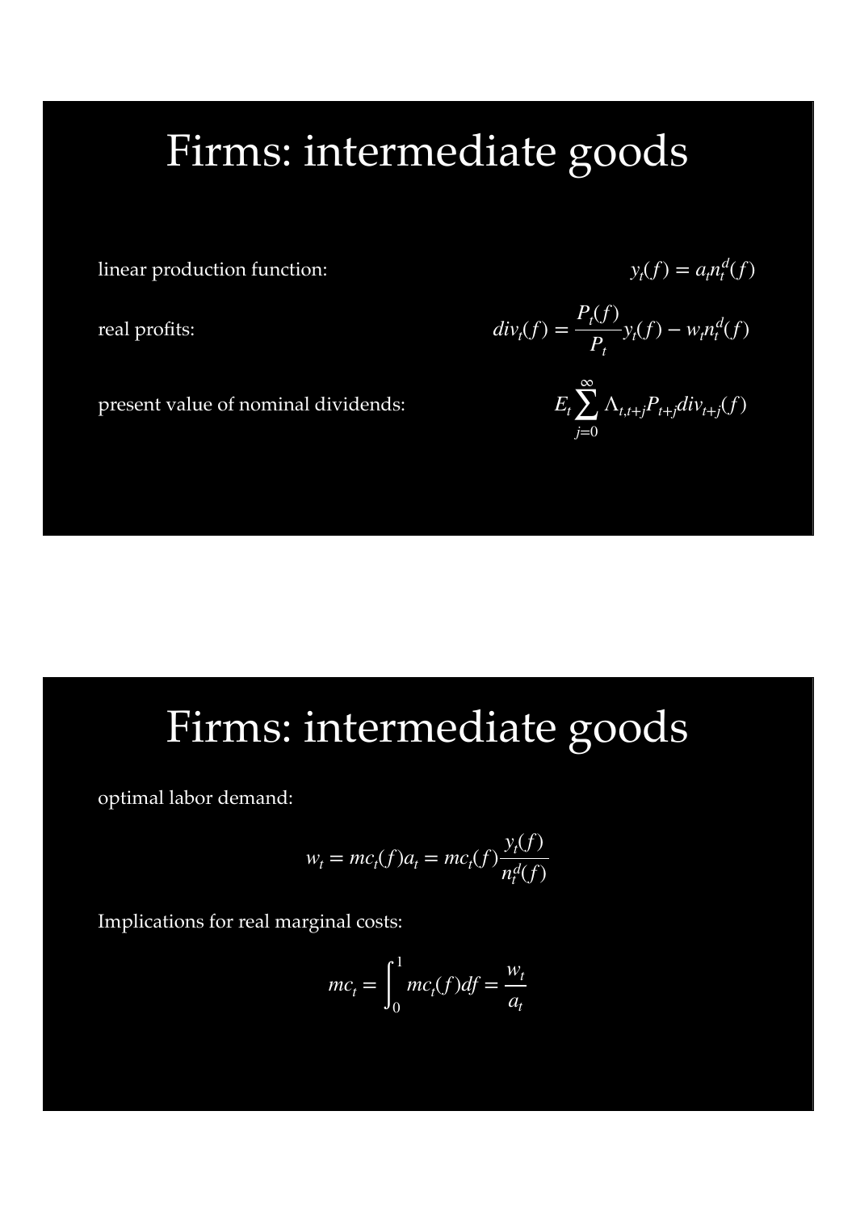# Firms: intermediate goods

linear production function: $y_t(f) = a_t n_t^d(f)$

real profits: $div_t(f) = \frac{P_t(f)}{P_t} y_t(f) - w_t n_t^d(f)$

present value of nominal dividends: $E_t \sum_{j=0}^{\infty} \Lambda_{t,t+j} P_{t+j} div_{t+j}(f)$

# Firms: intermediate goods

optimal labor demand:

$$w_t = mc_t(f) a_t = mc_t(f) \frac{y_t(f)}{n_t^d(f)}$$

Implications for real marginal costs:

$$mc_t = \int_0^1 mc_t(f) df = \frac{w_t}{a_t}$$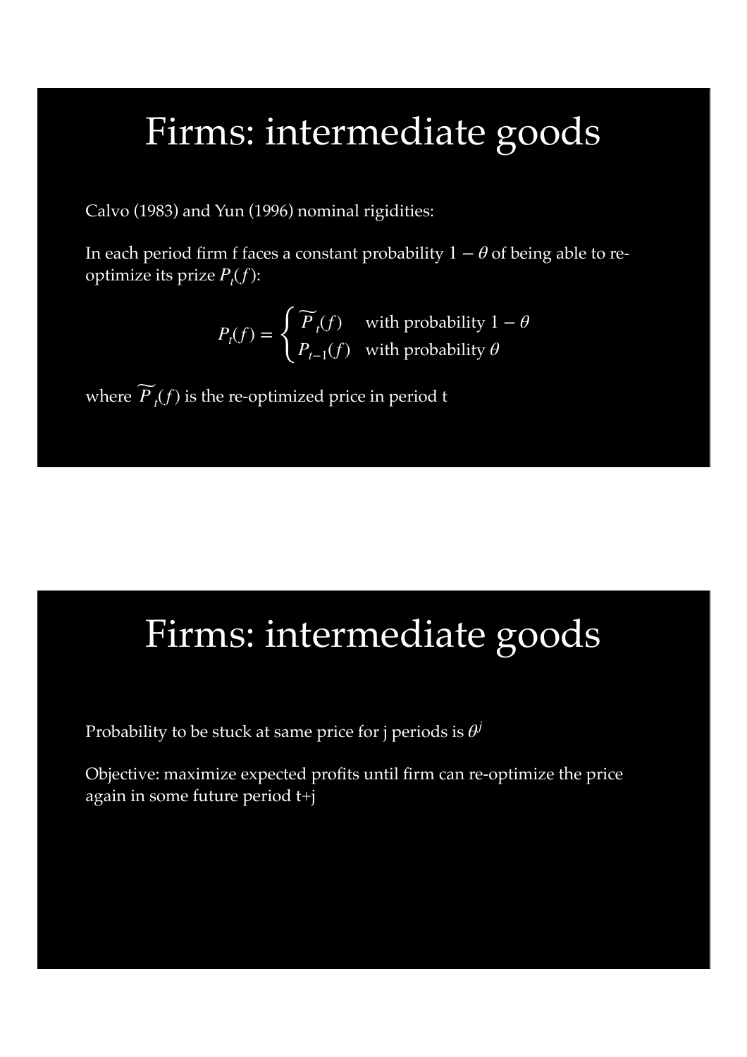# Firms: intermediate goods

Calvo (1983) and Yun (1996) nominal rigidities:

In each period firm f faces a constant probability $1 - \theta$ of being able to re-optimize its prize $P_t(f)$:

$$P_t(f) = \begin{cases} \widetilde{P}_t(f) & \text{with probability } 1 - \theta \\ P_{t-1}(f) & \text{with probability } \theta \end{cases}$$

where $\widetilde{P}_t(f)$ is the re-optimized price in period t

# Firms: intermediate goods

Probability to be stuck at same price for j periods is $\theta^j$

Objective: maximize expected profits until firm can re-optimize the price again in some future period t+j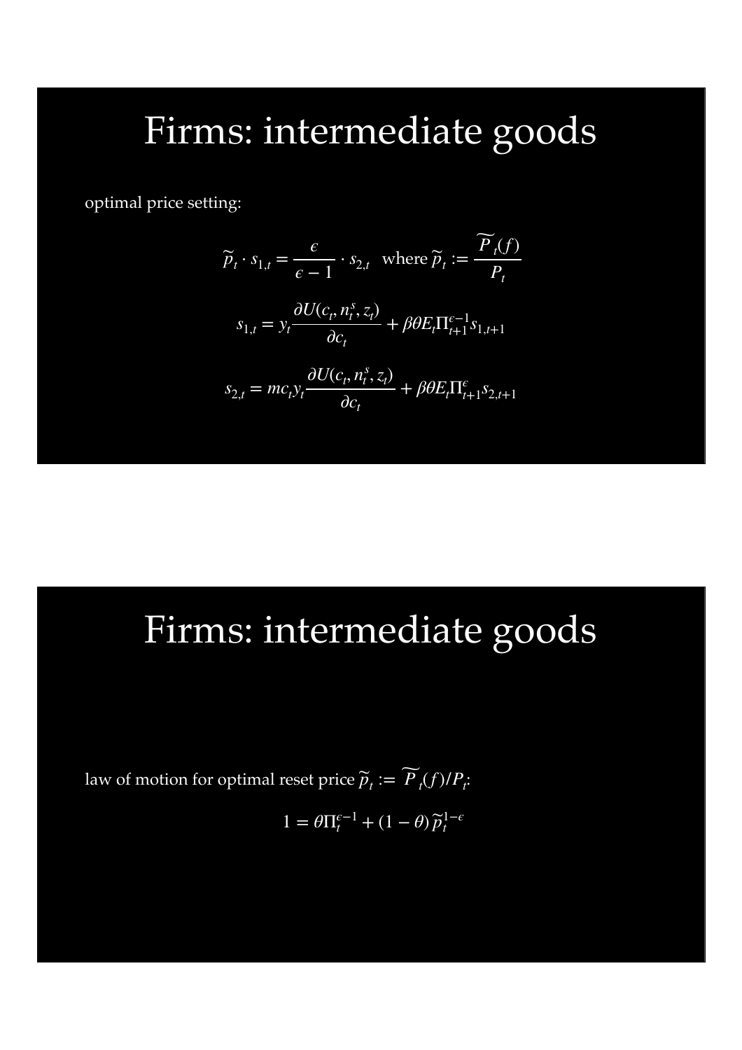# Firms: intermediate goods

optimal price setting:

$$\widetilde{p}_t \cdot s_{1,t} = \frac{\epsilon}{\epsilon - 1} \cdot s_{2,t} \quad \text{where } \widetilde{p}_t := \frac{\widetilde{P}_t(f)}{P_t}$$

$$s_{1,t} = y_t \frac{\partial U(c_t, n_t^s, z_t)}{\partial c_t} + \beta \theta E_t \Pi_{t+1}^{\epsilon - 1} s_{1,t+1}$$

$$s_{2,t} = mc_t y_t \frac{\partial U(c_t, n_t^s, z_t)}{\partial c_t} + \beta \theta E_t \Pi_{t+1}^{\epsilon} s_{2,t+1}$$

# Firms: intermediate goods

law of motion for optimal reset price $\widetilde{p}_t := \widetilde{P}_t(f)/P_t$:

$$1 = \theta \Pi_t^{\epsilon - 1} + (1 - \theta) \widetilde{p}_t^{1 - \epsilon}$$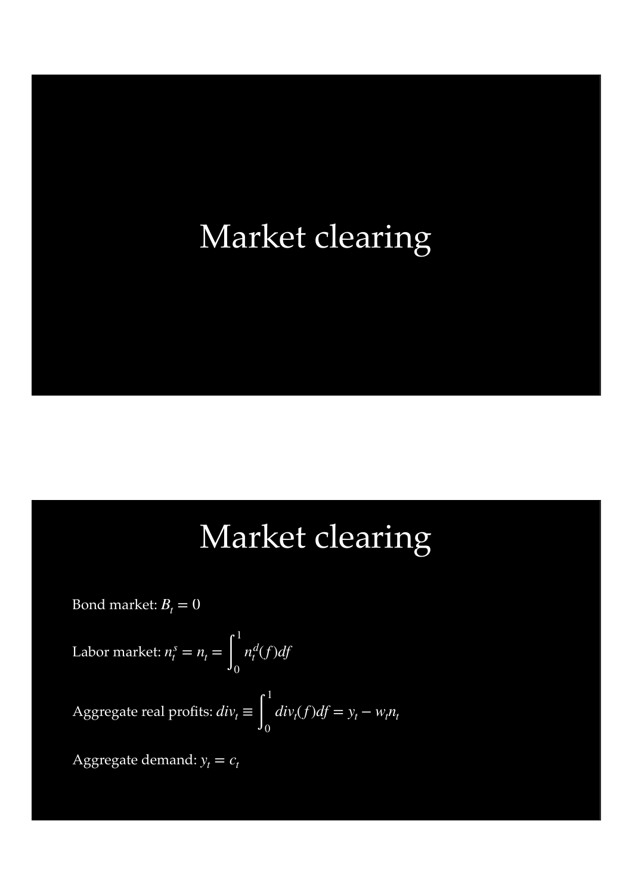# Market clearing

# Market clearing

Bond market: $B_t = 0$

Labor market: $n_t^s = n_t = \int_0^1 n_t^d(f)df$

Aggregate real profits: $div_t \equiv \int_0^1 div_t(f)df = y_t - w_t n_t$

Aggregate demand: $y_t = c_t$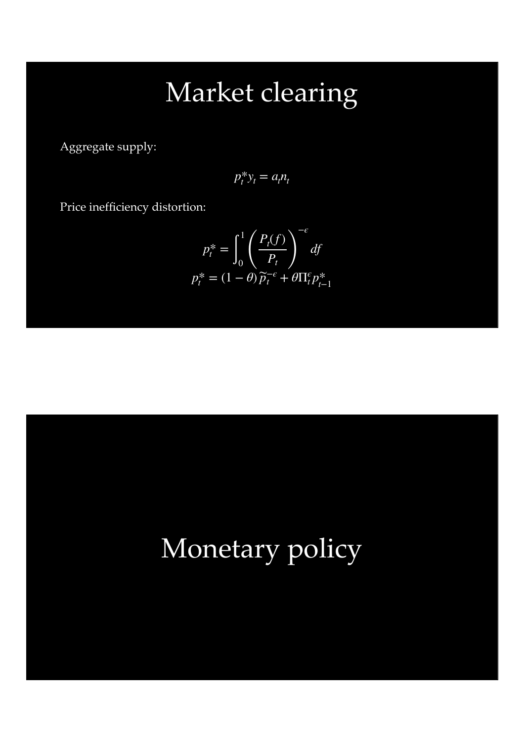# Market clearing

Aggregate supply:

$$p_t^* y_t = a_t n_t$$

Price inefficiency distortion:

$$p_t^* = \int_0^1 \left( \frac{P_t(f)}{P_t} \right)^{-\epsilon} df$$
$$p_t^* = (1-\theta)\, \widetilde{p}_t^{-\epsilon} + \theta \Pi_t^{\epsilon} p_{t-1}^*$$

# Monetary policy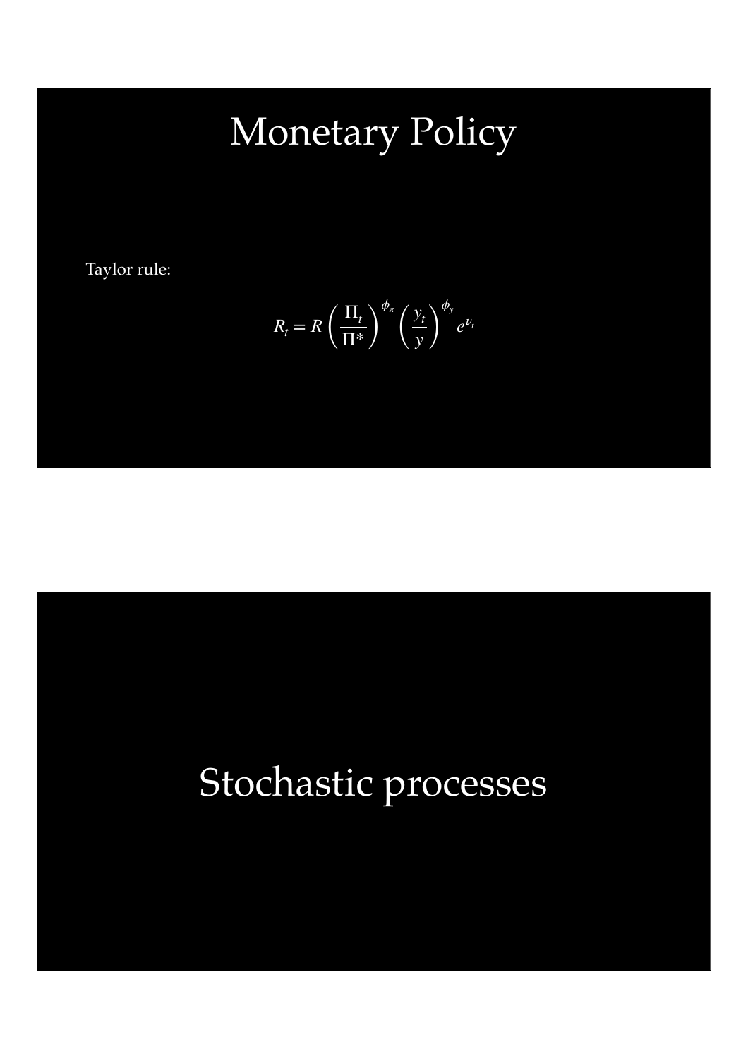# Monetary Policy

Taylor rule:

$$R_t = R\left(\frac{\Pi_t}{\Pi^*}\right)^{\phi_\pi}\left(\frac{y_t}{y}\right)^{\phi_y} e^{\nu_t}$$

# Stochastic processes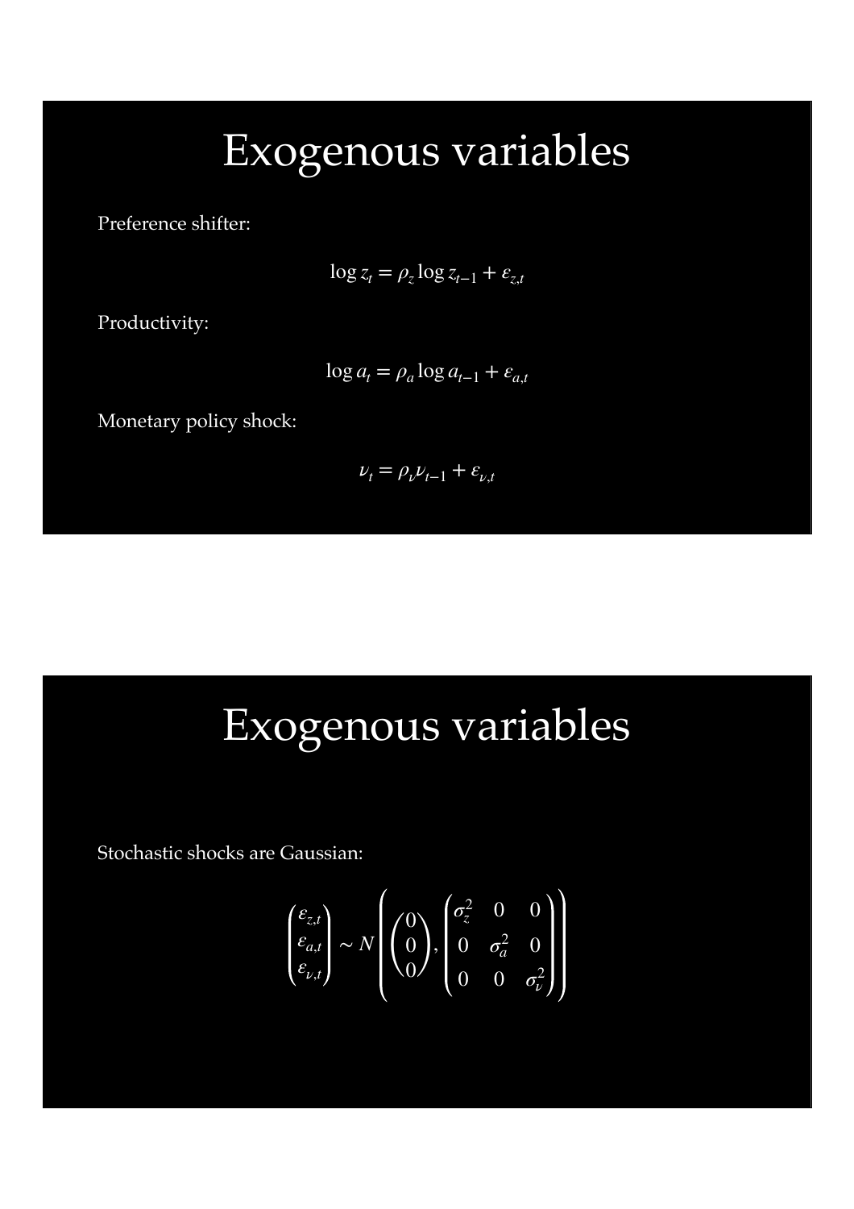# Exogenous variables

Preference shifter:

$$\log z_t = \rho_z \log z_{t-1} + \varepsilon_{z,t}$$

Productivity:

$$\log a_t = \rho_a \log a_{t-1} + \varepsilon_{a,t}$$

Monetary policy shock:

$$\nu_t = \rho_\nu \nu_{t-1} + \varepsilon_{\nu,t}$$

# Exogenous variables

Stochastic shocks are Gaussian:

$$\begin{pmatrix} \varepsilon_{z,t} \\ \varepsilon_{a,t} \\ \varepsilon_{\nu,t} \end{pmatrix} \sim N\left( \begin{pmatrix} 0 \\ 0 \\ 0 \end{pmatrix}, \begin{pmatrix} \sigma_z^2 & 0 & 0 \\ 0 & \sigma_a^2 & 0 \\ 0 & 0 & \sigma_\nu^2 \end{pmatrix} \right)$$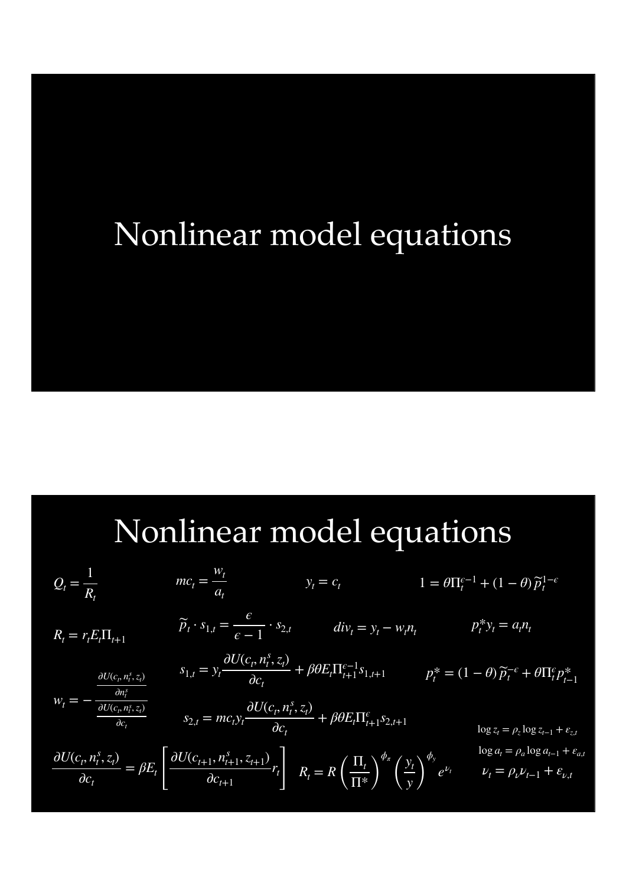# Nonlinear model equations

# Nonlinear model equations

$$Q_t = \frac{1}{R_t}$$

$$mc_t = \frac{w_t}{a_t}$$

$$y_t = c_t$$

$$1 = \theta \Pi_t^{\epsilon - 1} + (1 - \theta) \widetilde{p}_t^{1-\epsilon}$$

$$R_t = r_t E_t \Pi_{t+1}$$

$$\widetilde{p}_t \cdot s_{1,t} = \frac{\epsilon}{\epsilon - 1} \cdot s_{2,t}$$

$$div_t = y_t - w_t n_t$$

$$p_t^* y_t = a_t n_t$$

$$w_t = - \frac{\frac{\partial U(c_t, n_t^s, z_t)}{\partial n_t^s}}{\frac{\partial U(c_t, n_t^s, z_t)}{\partial c_t}}$$

$$s_{1,t} = y_t \frac{\partial U(c_t, n_t^s, z_t)}{\partial c_t} + \beta \theta E_t \Pi_{t+1}^{\epsilon - 1} s_{1,t+1}$$

$$p_t^* = (1 - \theta) \widetilde{p}_t^{-\epsilon} + \theta \Pi_t^{\epsilon} p_{t-1}^*$$

$$s_{2,t} = mc_t y_t \frac{\partial U(c_t, n_t^s, z_t)}{\partial c_t} + \beta \theta E_t \Pi_{t+1}^{\epsilon} s_{2,t+1}$$

$$\log z_t = \rho_z \log z_{t-1} + \varepsilon_{z,t}$$

$$\log a_t = \rho_a \log a_{t-1} + \varepsilon_{a,t}$$

$$\frac{\partial U(c_t, n_t^s, z_t)}{\partial c_t} = \beta E_t \left[ \frac{\partial U(c_{t+1}, n_{t+1}^s, z_{t+1})}{\partial c_{t+1}} r_t \right]$$

$$R_t = R \left( \frac{\Pi_t}{\Pi^*} \right)^{\phi_\pi} \left( \frac{y_t}{y} \right)^{\phi_y} e^{\nu_t}$$

$$\nu_t = \rho_\nu \nu_{t-1} + \varepsilon_{\nu,t}$$